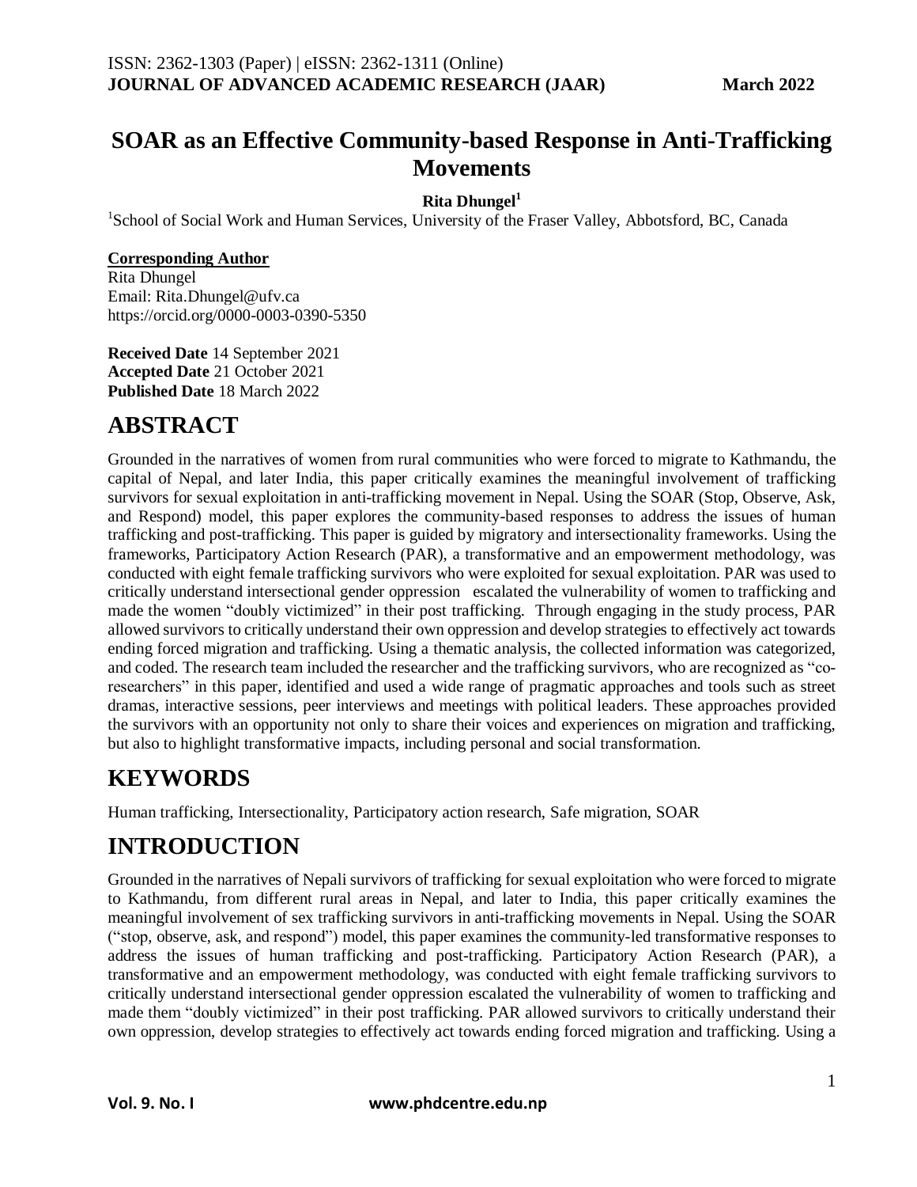# SOAR as an Effective Community-based Response in Anti-Trafficking Movements

**Rita Dhungel[1]**

[1]School of Social Work and Human Services, University of the Fraser Valley, Abbotsford, BC, Canada

**Corresponding Author**
Rita Dhungel
Email: Rita.Dhungel@ufv.ca
https://orcid.org/0000-0003-0390-5350

**Received Date** 14 September 2021
**Accepted Date** 21 October 2021
**Published Date** 18 March 2022

## ABSTRACT

Grounded in the narratives of women from rural communities who were forced to migrate to Kathmandu, the capital of Nepal, and later India, this paper critically examines the meaningful involvement of trafficking survivors for sexual exploitation in anti-trafficking movement in Nepal. Using the SOAR (Stop, Observe, Ask, and Respond) model, this paper explores the community-based responses to address the issues of human trafficking and post-trafficking. This paper is guided by migratory and intersectionality frameworks. Using the frameworks, Participatory Action Research (PAR), a transformative and an empowerment methodology, was conducted with eight female trafficking survivors who were exploited for sexual exploitation. PAR was used to critically understand intersectional gender oppression escalated the vulnerability of women to trafficking and made the women "doubly victimized" in their post trafficking. Through engaging in the study process, PAR allowed survivors to critically understand their own oppression and develop strategies to effectively act towards ending forced migration and trafficking. Using a thematic analysis, the collected information was categorized, and coded. The research team included the researcher and the trafficking survivors, who are recognized as "co-researchers" in this paper, identified and used a wide range of pragmatic approaches and tools such as street dramas, interactive sessions, peer interviews and meetings with political leaders. These approaches provided the survivors with an opportunity not only to share their voices and experiences on migration and trafficking, but also to highlight transformative impacts, including personal and social transformation.

## KEYWORDS

Human trafficking, Intersectionality, Participatory action research, Safe migration, SOAR

## INTRODUCTION

Grounded in the narratives of Nepali survivors of trafficking for sexual exploitation who were forced to migrate to Kathmandu, from different rural areas in Nepal, and later to India, this paper critically examines the meaningful involvement of sex trafficking survivors in anti-trafficking movements in Nepal. Using the SOAR ("stop, observe, ask, and respond") model, this paper examines the community-led transformative responses to address the issues of human trafficking and post-trafficking. Participatory Action Research (PAR), a transformative and an empowerment methodology, was conducted with eight female trafficking survivors to critically understand intersectional gender oppression escalated the vulnerability of women to trafficking and made them "doubly victimized" in their post trafficking. PAR allowed survivors to critically understand their own oppression, develop strategies to effectively act towards ending forced migration and trafficking. Using a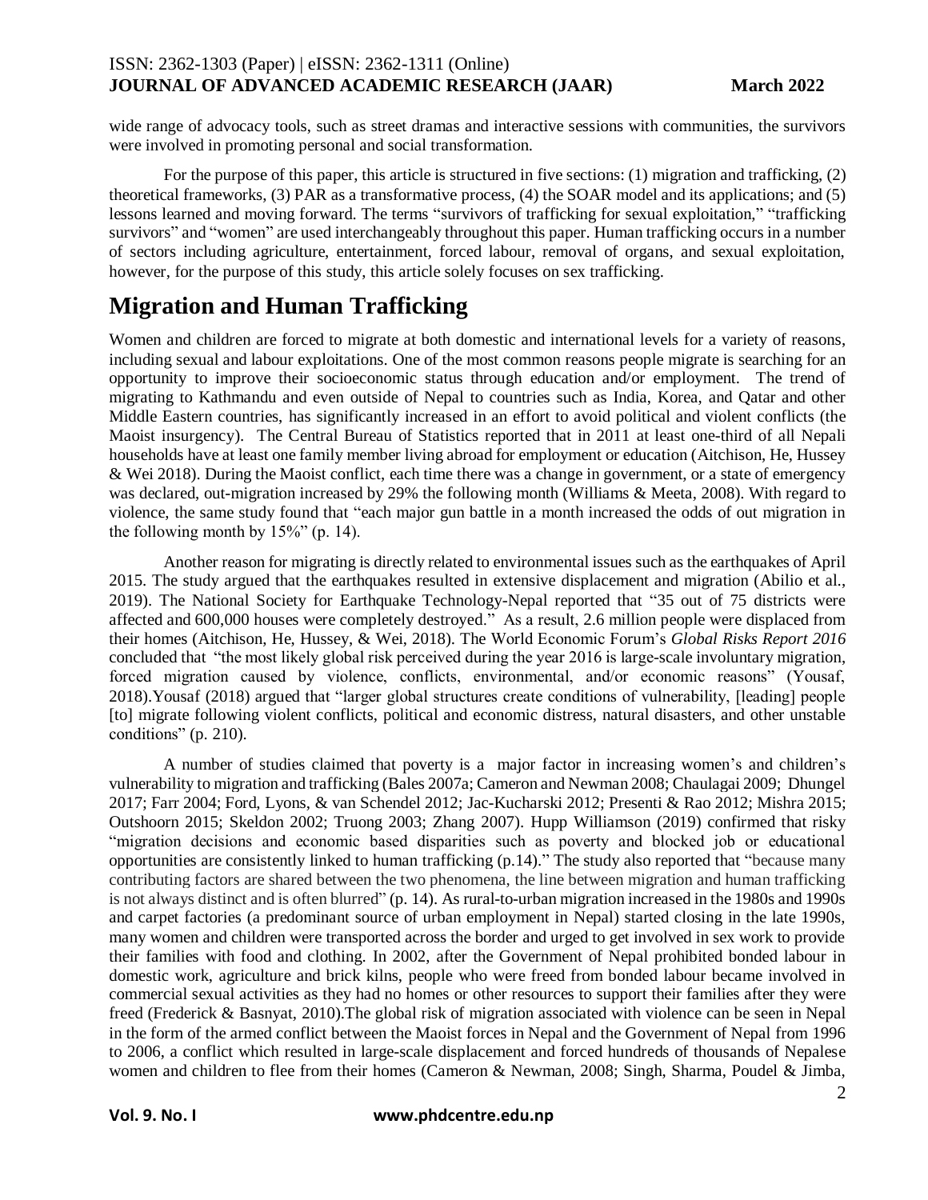wide range of advocacy tools, such as street dramas and interactive sessions with communities, the survivors were involved in promoting personal and social transformation.

For the purpose of this paper, this article is structured in five sections: (1) migration and trafficking, (2) theoretical frameworks, (3) PAR as a transformative process, (4) the SOAR model and its applications; and (5) lessons learned and moving forward. The terms "survivors of trafficking for sexual exploitation," "trafficking survivors" and "women" are used interchangeably throughout this paper. Human trafficking occurs in a number of sectors including agriculture, entertainment, forced labour, removal of organs, and sexual exploitation, however, for the purpose of this study, this article solely focuses on sex trafficking.

# Migration and Human Trafficking

Women and children are forced to migrate at both domestic and international levels for a variety of reasons, including sexual and labour exploitations. One of the most common reasons people migrate is searching for an opportunity to improve their socioeconomic status through education and/or employment. The trend of migrating to Kathmandu and even outside of Nepal to countries such as India, Korea, and Qatar and other Middle Eastern countries, has significantly increased in an effort to avoid political and violent conflicts (the Maoist insurgency). The Central Bureau of Statistics reported that in 2011 at least one-third of all Nepali households have at least one family member living abroad for employment or education (Aitchison, He, Hussey & Wei 2018). During the Maoist conflict, each time there was a change in government, or a state of emergency was declared, out-migration increased by 29% the following month (Williams & Meeta, 2008). With regard to violence, the same study found that "each major gun battle in a month increased the odds of out migration in the following month by 15%" (p. 14).

Another reason for migrating is directly related to environmental issues such as the earthquakes of April 2015. The study argued that the earthquakes resulted in extensive displacement and migration (Abilio et al., 2019). The National Society for Earthquake Technology-Nepal reported that "35 out of 75 districts were affected and 600,000 houses were completely destroyed." As a result, 2.6 million people were displaced from their homes (Aitchison, He, Hussey, & Wei, 2018). The World Economic Forum's *Global Risks Report 2016* concluded that "the most likely global risk perceived during the year 2016 is large-scale involuntary migration, forced migration caused by violence, conflicts, environmental, and/or economic reasons" (Yousaf, 2018).Yousaf (2018) argued that "larger global structures create conditions of vulnerability, [leading] people [to] migrate following violent conflicts, political and economic distress, natural disasters, and other unstable conditions" (p. 210).

A number of studies claimed that poverty is a major factor in increasing women's and children's vulnerability to migration and trafficking (Bales 2007a; Cameron and Newman 2008; Chaulagai 2009; Dhungel 2017; Farr 2004; Ford, Lyons, & van Schendel 2012; Jac-Kucharski 2012; Presenti & Rao 2012; Mishra 2015; Outshoorn 2015; Skeldon 2002; Truong 2003; Zhang 2007). Hupp Williamson (2019) confirmed that risky "migration decisions and economic based disparities such as poverty and blocked job or educational opportunities are consistently linked to human trafficking (p.14)." The study also reported that "because many contributing factors are shared between the two phenomena, the line between migration and human trafficking is not always distinct and is often blurred" (p. 14). As rural-to-urban migration increased in the 1980s and 1990s and carpet factories (a predominant source of urban employment in Nepal) started closing in the late 1990s, many women and children were transported across the border and urged to get involved in sex work to provide their families with food and clothing. In 2002, after the Government of Nepal prohibited bonded labour in domestic work, agriculture and brick kilns, people who were freed from bonded labour became involved in commercial sexual activities as they had no homes or other resources to support their families after they were freed (Frederick & Basnyat, 2010).The global risk of migration associated with violence can be seen in Nepal in the form of the armed conflict between the Maoist forces in Nepal and the Government of Nepal from 1996 to 2006, a conflict which resulted in large-scale displacement and forced hundreds of thousands of Nepalese women and children to flee from their homes (Cameron & Newman, 2008; Singh, Sharma, Poudel & Jimba,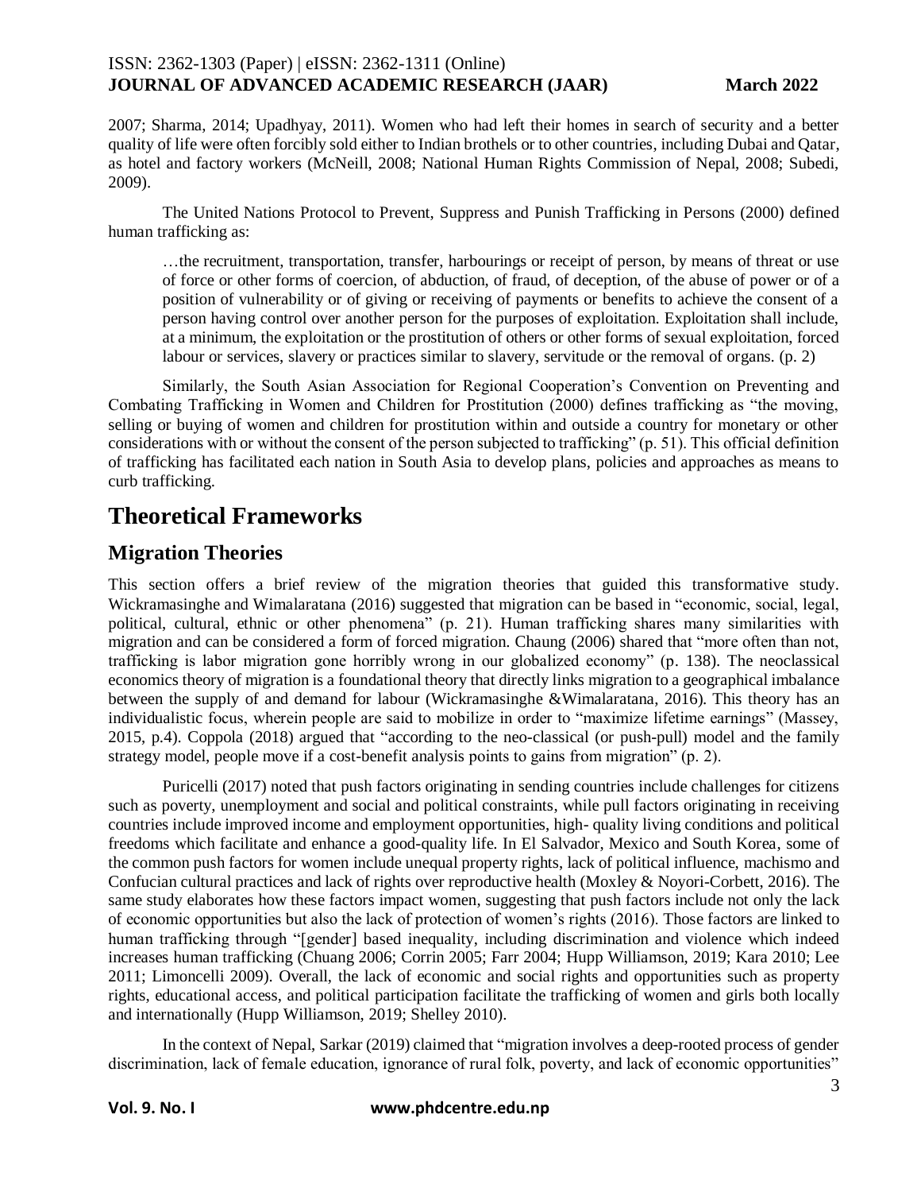2007; Sharma, 2014; Upadhyay, 2011). Women who had left their homes in search of security and a better quality of life were often forcibly sold either to Indian brothels or to other countries, including Dubai and Qatar, as hotel and factory workers (McNeill, 2008; National Human Rights Commission of Nepal, 2008; Subedi, 2009).

The United Nations Protocol to Prevent, Suppress and Punish Trafficking in Persons (2000) defined human trafficking as:

> …the recruitment, transportation, transfer, harbourings or receipt of person, by means of threat or use of force or other forms of coercion, of abduction, of fraud, of deception, of the abuse of power or of a position of vulnerability or of giving or receiving of payments or benefits to achieve the consent of a person having control over another person for the purposes of exploitation. Exploitation shall include, at a minimum, the exploitation or the prostitution of others or other forms of sexual exploitation, forced labour or services, slavery or practices similar to slavery, servitude or the removal of organs. (p. 2)

Similarly, the South Asian Association for Regional Cooperation's Convention on Preventing and Combating Trafficking in Women and Children for Prostitution (2000) defines trafficking as "the moving, selling or buying of women and children for prostitution within and outside a country for monetary or other considerations with or without the consent of the person subjected to trafficking" (p. 51). This official definition of trafficking has facilitated each nation in South Asia to develop plans, policies and approaches as means to curb trafficking.

# Theoretical Frameworks

## Migration Theories

This section offers a brief review of the migration theories that guided this transformative study. Wickramasinghe and Wimalaratana (2016) suggested that migration can be based in "economic, social, legal, political, cultural, ethnic or other phenomena" (p. 21). Human trafficking shares many similarities with migration and can be considered a form of forced migration. Chaung (2006) shared that "more often than not, trafficking is labor migration gone horribly wrong in our globalized economy" (p. 138). The neoclassical economics theory of migration is a foundational theory that directly links migration to a geographical imbalance between the supply of and demand for labour (Wickramasinghe &Wimalaratana, 2016). This theory has an individualistic focus, wherein people are said to mobilize in order to "maximize lifetime earnings" (Massey, 2015, p.4). Coppola (2018) argued that "according to the neo-classical (or push-pull) model and the family strategy model, people move if a cost-benefit analysis points to gains from migration" (p. 2).

Puricelli (2017) noted that push factors originating in sending countries include challenges for citizens such as poverty, unemployment and social and political constraints, while pull factors originating in receiving countries include improved income and employment opportunities, high- quality living conditions and political freedoms which facilitate and enhance a good-quality life. In El Salvador, Mexico and South Korea, some of the common push factors for women include unequal property rights, lack of political influence, machismo and Confucian cultural practices and lack of rights over reproductive health (Moxley & Noyori-Corbett, 2016). The same study elaborates how these factors impact women, suggesting that push factors include not only the lack of economic opportunities but also the lack of protection of women's rights (2016). Those factors are linked to human trafficking through "[gender] based inequality, including discrimination and violence which indeed increases human trafficking (Chuang 2006; Corrin 2005; Farr 2004; Hupp Williamson, 2019; Kara 2010; Lee 2011; Limoncelli 2009). Overall, the lack of economic and social rights and opportunities such as property rights, educational access, and political participation facilitate the trafficking of women and girls both locally and internationally (Hupp Williamson, 2019; Shelley 2010).

In the context of Nepal, Sarkar (2019) claimed that "migration involves a deep-rooted process of gender discrimination, lack of female education, ignorance of rural folk, poverty, and lack of economic opportunities"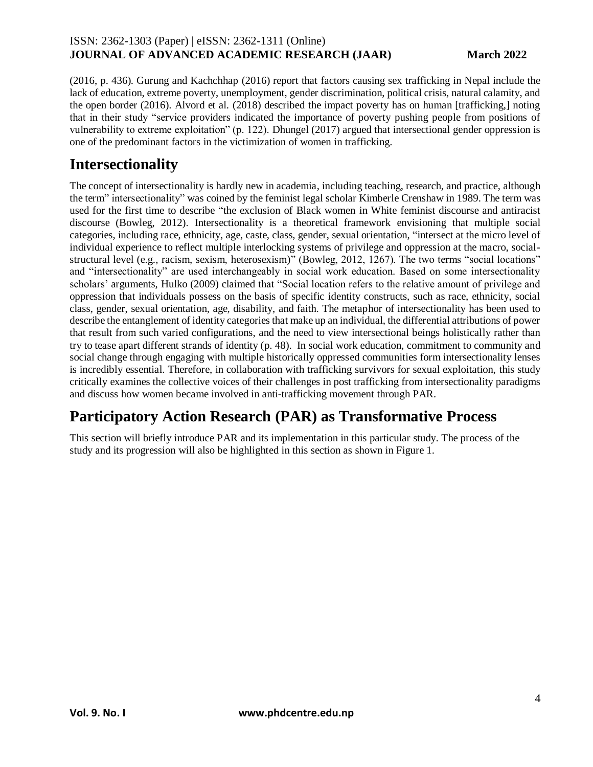(2016, p. 436). Gurung and Kachchhap (2016) report that factors causing sex trafficking in Nepal include the lack of education, extreme poverty, unemployment, gender discrimination, political crisis, natural calamity, and the open border (2016). Alvord et al. (2018) described the impact poverty has on human [trafficking,] noting that in their study "service providers indicated the importance of poverty pushing people from positions of vulnerability to extreme exploitation" (p. 122). Dhungel (2017) argued that intersectional gender oppression is one of the predominant factors in the victimization of women in trafficking.

## Intersectionality

The concept of intersectionality is hardly new in academia, including teaching, research, and practice, although the term" intersectionality" was coined by the feminist legal scholar Kimberle Crenshaw in 1989. The term was used for the first time to describe "the exclusion of Black women in White feminist discourse and antiracist discourse (Bowleg, 2012). Intersectionality is a theoretical framework envisioning that multiple social categories, including race, ethnicity, age, caste, class, gender, sexual orientation, "intersect at the micro level of individual experience to reflect multiple interlocking systems of privilege and oppression at the macro, social-structural level (e.g., racism, sexism, heterosexism)" (Bowleg, 2012, 1267). The two terms "social locations" and "intersectionality" are used interchangeably in social work education. Based on some intersectionality scholars' arguments, Hulko (2009) claimed that "Social location refers to the relative amount of privilege and oppression that individuals possess on the basis of specific identity constructs, such as race, ethnicity, social class, gender, sexual orientation, age, disability, and faith. The metaphor of intersectionality has been used to describe the entanglement of identity categories that make up an individual, the differential attributions of power that result from such varied configurations, and the need to view intersectional beings holistically rather than try to tease apart different strands of identity (p. 48). In social work education, commitment to community and social change through engaging with multiple historically oppressed communities form intersectionality lenses is incredibly essential. Therefore, in collaboration with trafficking survivors for sexual exploitation, this study critically examines the collective voices of their challenges in post trafficking from intersectionality paradigms and discuss how women became involved in anti-trafficking movement through PAR.

## Participatory Action Research (PAR) as Transformative Process

This section will briefly introduce PAR and its implementation in this particular study. The process of the study and its progression will also be highlighted in this section as shown in Figure 1.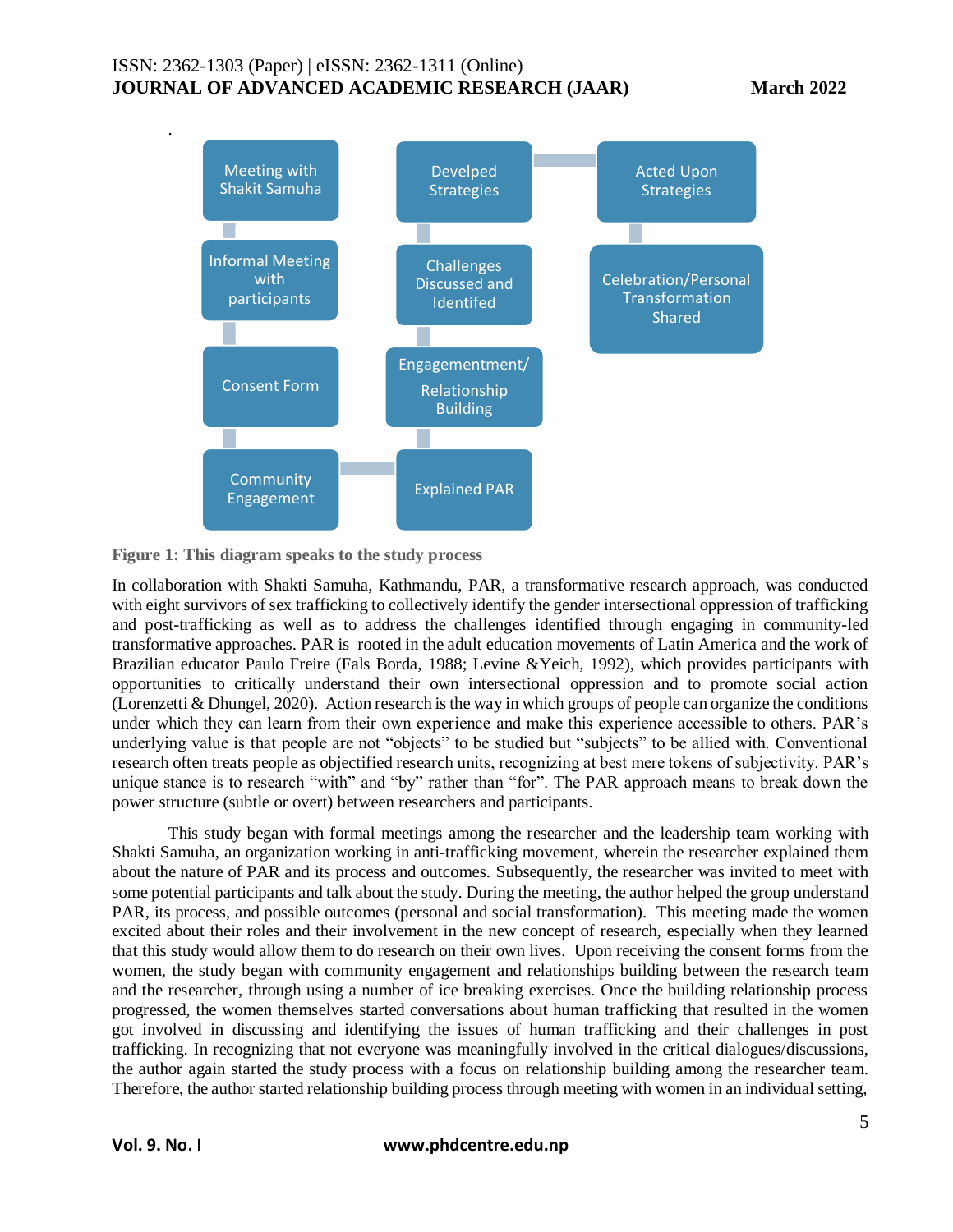Figure 1: This diagram speaks to the study process

In collaboration with Shakti Samuha, Kathmandu, PAR, a transformative research approach, was conducted with eight survivors of sex trafficking to collectively identify the gender intersectional oppression of trafficking and post-trafficking as well as to address the challenges identified through engaging in community-led transformative approaches. PAR is rooted in the adult education movements of Latin America and the work of Brazilian educator Paulo Freire (Fals Borda, 1988; Levine &Yeich, 1992), which provides participants with opportunities to critically understand their own intersectional oppression and to promote social action (Lorenzetti & Dhungel, 2020). Action research is the way in which groups of people can organize the conditions under which they can learn from their own experience and make this experience accessible to others. PAR's underlying value is that people are not "objects" to be studied but "subjects" to be allied with. Conventional research often treats people as objectified research units, recognizing at best mere tokens of subjectivity. PAR's unique stance is to research "with" and "by" rather than "for". The PAR approach means to break down the power structure (subtle or overt) between researchers and participants.

This study began with formal meetings among the researcher and the leadership team working with Shakti Samuha, an organization working in anti-trafficking movement, wherein the researcher explained them about the nature of PAR and its process and outcomes. Subsequently, the researcher was invited to meet with some potential participants and talk about the study. During the meeting, the author helped the group understand PAR, its process, and possible outcomes (personal and social transformation). This meeting made the women excited about their roles and their involvement in the new concept of research, especially when they learned that this study would allow them to do research on their own lives. Upon receiving the consent forms from the women, the study began with community engagement and relationships building between the research team and the researcher, through using a number of ice breaking exercises. Once the building relationship process progressed, the women themselves started conversations about human trafficking that resulted in the women got involved in discussing and identifying the issues of human trafficking and their challenges in post trafficking. In recognizing that not everyone was meaningfully involved in the critical dialogues/discussions, the author again started the study process with a focus on relationship building among the researcher team. Therefore, the author started relationship building process through meeting with women in an individual setting,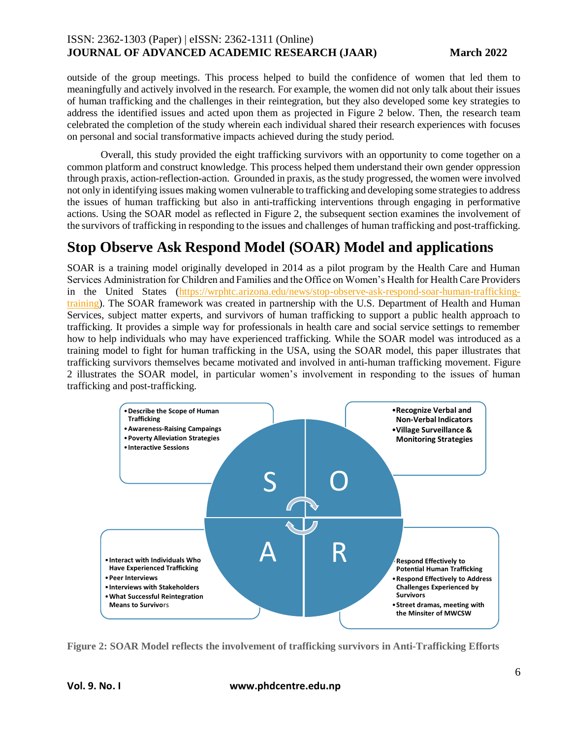outside of the group meetings. This process helped to build the confidence of women that led them to meaningfully and actively involved in the research. For example, the women did not only talk about their issues of human trafficking and the challenges in their reintegration, but they also developed some key strategies to address the identified issues and acted upon them as projected in Figure 2 below. Then, the research team celebrated the completion of the study wherein each individual shared their research experiences with focuses on personal and social transformative impacts achieved during the study period.

Overall, this study provided the eight trafficking survivors with an opportunity to come together on a common platform and construct knowledge. This process helped them understand their own gender oppression through praxis, action-reflection-action. Grounded in praxis, as the study progressed, the women were involved not only in identifying issues making women vulnerable to trafficking and developing some strategies to address the issues of human trafficking but also in anti-trafficking interventions through engaging in performative actions. Using the SOAR model as reflected in Figure 2, the subsequent section examines the involvement of the survivors of trafficking in responding to the issues and challenges of human trafficking and post-trafficking.

# Stop Observe Ask Respond Model (SOAR) Model and applications

SOAR is a training model originally developed in 2014 as a pilot program by the Health Care and Human Services Administration for Children and Families and the Office on Women's Health for Health Care Providers in the United States (https://wrphtc.arizona.edu/news/stop-observe-ask-respond-soar-human-trafficking-training). The SOAR framework was created in partnership with the U.S. Department of Health and Human Services, subject matter experts, and survivors of human trafficking to support a public health approach to trafficking. It provides a simple way for professionals in health care and social service settings to remember how to help individuals who may have experienced trafficking. While the SOAR model was introduced as a training model to fight for human trafficking in the USA, using the SOAR model, this paper illustrates that trafficking survivors themselves became motivated and involved in anti-human trafficking movement. Figure 2 illustrates the SOAR model, in particular women's involvement in responding to the issues of human trafficking and post-trafficking.

**S**
- Describe the Scope of Human Trafficking
- Awareness-Raising Campaings
- Poverty Alleviation Strategies
- Interactive Sessions

**O**
- Recognize Verbal and Non-Verbal Indicators
- Village Surveillance & Monitoring Strategies

**A**
- Interact with Individuals Who Have Experienced Trafficking
- Peer Interviews
- Interviews with Stakeholders
- What Successful Reintegration Means to Survivors

**R**
- Respond Effectively to Potential Human Trafficking
- Respond Effectively to Address Challenges Experienced by Survivors
- Street dramas, meeting with the Minsiter of MWCSW

**Figure 2: SOAR Model reflects the involvement of trafficking survivors in Anti-Trafficking Efforts**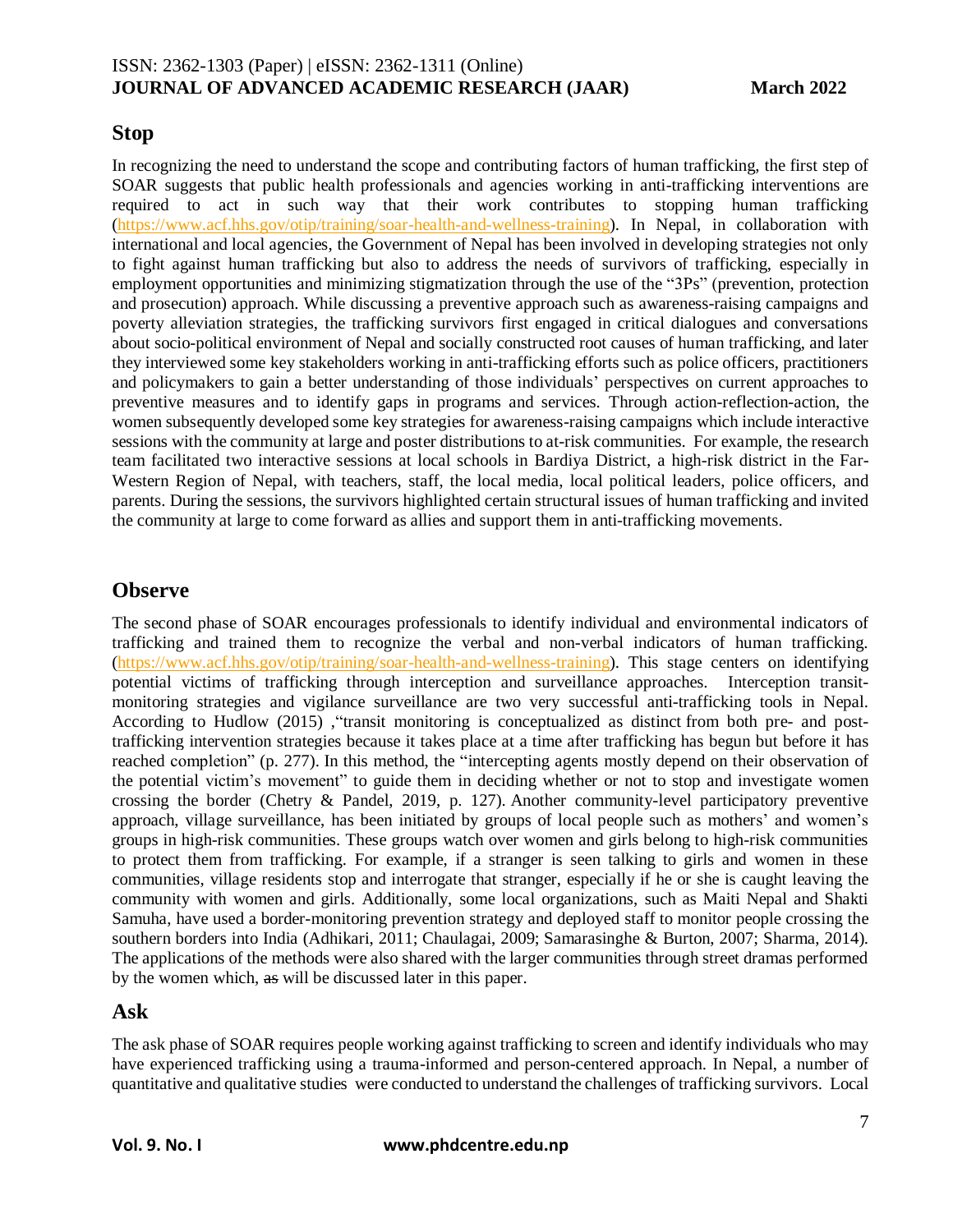## Stop

In recognizing the need to understand the scope and contributing factors of human trafficking, the first step of SOAR suggests that public health professionals and agencies working in anti-trafficking interventions are required to act in such way that their work contributes to stopping human trafficking (https://www.acf.hhs.gov/otip/training/soar-health-and-wellness-training). In Nepal, in collaboration with international and local agencies, the Government of Nepal has been involved in developing strategies not only to fight against human trafficking but also to address the needs of survivors of trafficking, especially in employment opportunities and minimizing stigmatization through the use of the "3Ps" (prevention, protection and prosecution) approach. While discussing a preventive approach such as awareness-raising campaigns and poverty alleviation strategies, the trafficking survivors first engaged in critical dialogues and conversations about socio-political environment of Nepal and socially constructed root causes of human trafficking, and later they interviewed some key stakeholders working in anti-trafficking efforts such as police officers, practitioners and policymakers to gain a better understanding of those individuals' perspectives on current approaches to preventive measures and to identify gaps in programs and services. Through action-reflection-action, the women subsequently developed some key strategies for awareness-raising campaigns which include interactive sessions with the community at large and poster distributions to at-risk communities. For example, the research team facilitated two interactive sessions at local schools in Bardiya District, a high-risk district in the Far-Western Region of Nepal, with teachers, staff, the local media, local political leaders, police officers, and parents. During the sessions, the survivors highlighted certain structural issues of human trafficking and invited the community at large to come forward as allies and support them in anti-trafficking movements.

## Observe

The second phase of SOAR encourages professionals to identify individual and environmental indicators of trafficking and trained them to recognize the verbal and non-verbal indicators of human trafficking. (https://www.acf.hhs.gov/otip/training/soar-health-and-wellness-training). This stage centers on identifying potential victims of trafficking through interception and surveillance approaches. Interception transit-monitoring strategies and vigilance surveillance are two very successful anti-trafficking tools in Nepal. According to Hudlow (2015) ,"transit monitoring is conceptualized as distinct from both pre- and post-trafficking intervention strategies because it takes place at a time after trafficking has begun but before it has reached completion" (p. 277). In this method, the "intercepting agents mostly depend on their observation of the potential victim's movement" to guide them in deciding whether or not to stop and investigate women crossing the border (Chetry & Pandel, 2019, p. 127). Another community-level participatory preventive approach, village surveillance, has been initiated by groups of local people such as mothers' and women's groups in high-risk communities. These groups watch over women and girls belong to high-risk communities to protect them from trafficking. For example, if a stranger is seen talking to girls and women in these communities, village residents stop and interrogate that stranger, especially if he or she is caught leaving the community with women and girls. Additionally, some local organizations, such as Maiti Nepal and Shakti Samuha, have used a border-monitoring prevention strategy and deployed staff to monitor people crossing the southern borders into India (Adhikari, 2011; Chaulagai, 2009; Samarasinghe & Burton, 2007; Sharma, 2014). The applications of the methods were also shared with the larger communities through street dramas performed by the women which, ~~as~~ will be discussed later in this paper.

## Ask

The ask phase of SOAR requires people working against trafficking to screen and identify individuals who may have experienced trafficking using a trauma-informed and person-centered approach. In Nepal, a number of quantitative and qualitative studies were conducted to understand the challenges of trafficking survivors. Local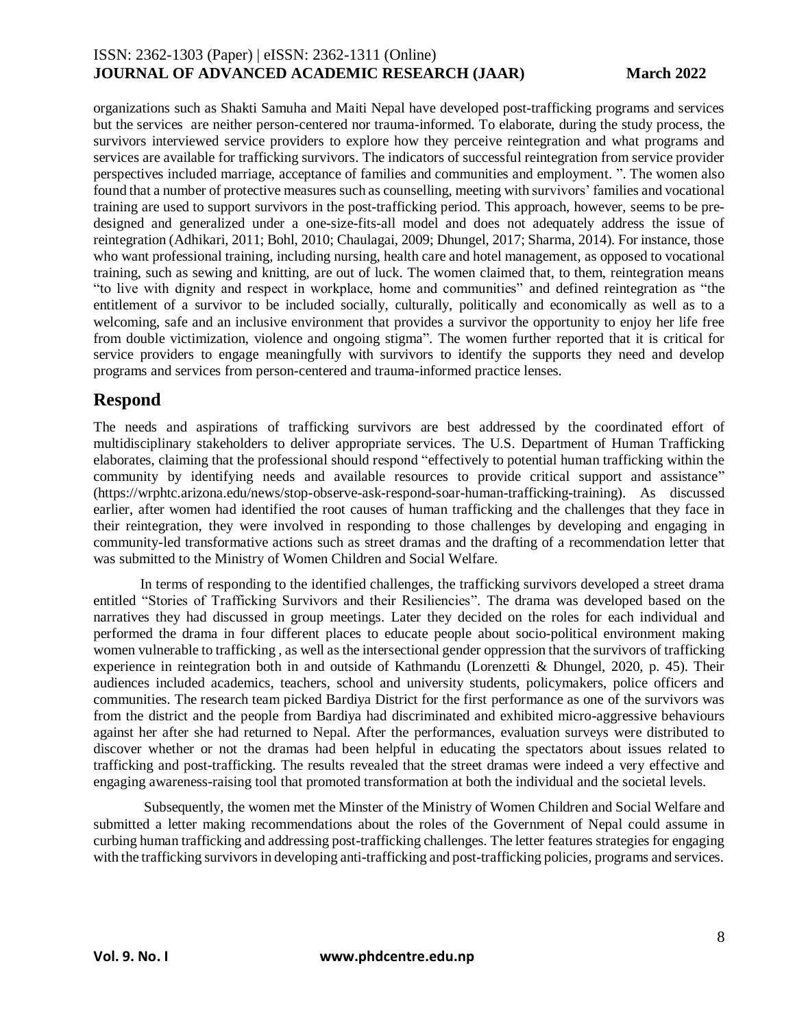organizations such as Shakti Samuha and Maiti Nepal have developed post-trafficking programs and services but the services are neither person-centered nor trauma-informed. To elaborate, during the study process, the survivors interviewed service providers to explore how they perceive reintegration and what programs and services are available for trafficking survivors. The indicators of successful reintegration from service provider perspectives included marriage, acceptance of families and communities and employment. ". The women also found that a number of protective measures such as counselling, meeting with survivors' families and vocational training are used to support survivors in the post-trafficking period. This approach, however, seems to be pre-designed and generalized under a one-size-fits-all model and does not adequately address the issue of reintegration (Adhikari, 2011; Bohl, 2010; Chaulagai, 2009; Dhungel, 2017; Sharma, 2014). For instance, those who want professional training, including nursing, health care and hotel management, as opposed to vocational training, such as sewing and knitting, are out of luck. The women claimed that, to them, reintegration means "to live with dignity and respect in workplace, home and communities" and defined reintegration as "the entitlement of a survivor to be included socially, culturally, politically and economically as well as to a welcoming, safe and an inclusive environment that provides a survivor the opportunity to enjoy her life free from double victimization, violence and ongoing stigma". The women further reported that it is critical for service providers to engage meaningfully with survivors to identify the supports they need and develop programs and services from person-centered and trauma-informed practice lenses.

## Respond

The needs and aspirations of trafficking survivors are best addressed by the coordinated effort of multidisciplinary stakeholders to deliver appropriate services. The U.S. Department of Human Trafficking elaborates, claiming that the professional should respond "effectively to potential human trafficking within the community by identifying needs and available resources to provide critical support and assistance" (https://wrphtc.arizona.edu/news/stop-observe-ask-respond-soar-human-trafficking-training). As discussed earlier, after women had identified the root causes of human trafficking and the challenges that they face in their reintegration, they were involved in responding to those challenges by developing and engaging in community-led transformative actions such as street dramas and the drafting of a recommendation letter that was submitted to the Ministry of Women Children and Social Welfare.

In terms of responding to the identified challenges, the trafficking survivors developed a street drama entitled "Stories of Trafficking Survivors and their Resiliencies". The drama was developed based on the narratives they had discussed in group meetings. Later they decided on the roles for each individual and performed the drama in four different places to educate people about socio-political environment making women vulnerable to trafficking , as well as the intersectional gender oppression that the survivors of trafficking experience in reintegration both in and outside of Kathmandu (Lorenzetti & Dhungel, 2020, p. 45). Their audiences included academics, teachers, school and university students, policymakers, police officers and communities. The research team picked Bardiya District for the first performance as one of the survivors was from the district and the people from Bardiya had discriminated and exhibited micro-aggressive behaviours against her after she had returned to Nepal. After the performances, evaluation surveys were distributed to discover whether or not the dramas had been helpful in educating the spectators about issues related to trafficking and post-trafficking. The results revealed that the street dramas were indeed a very effective and engaging awareness-raising tool that promoted transformation at both the individual and the societal levels.

Subsequently, the women met the Minster of the Ministry of Women Children and Social Welfare and submitted a letter making recommendations about the roles of the Government of Nepal could assume in curbing human trafficking and addressing post-trafficking challenges. The letter features strategies for engaging with the trafficking survivors in developing anti-trafficking and post-trafficking policies, programs and services.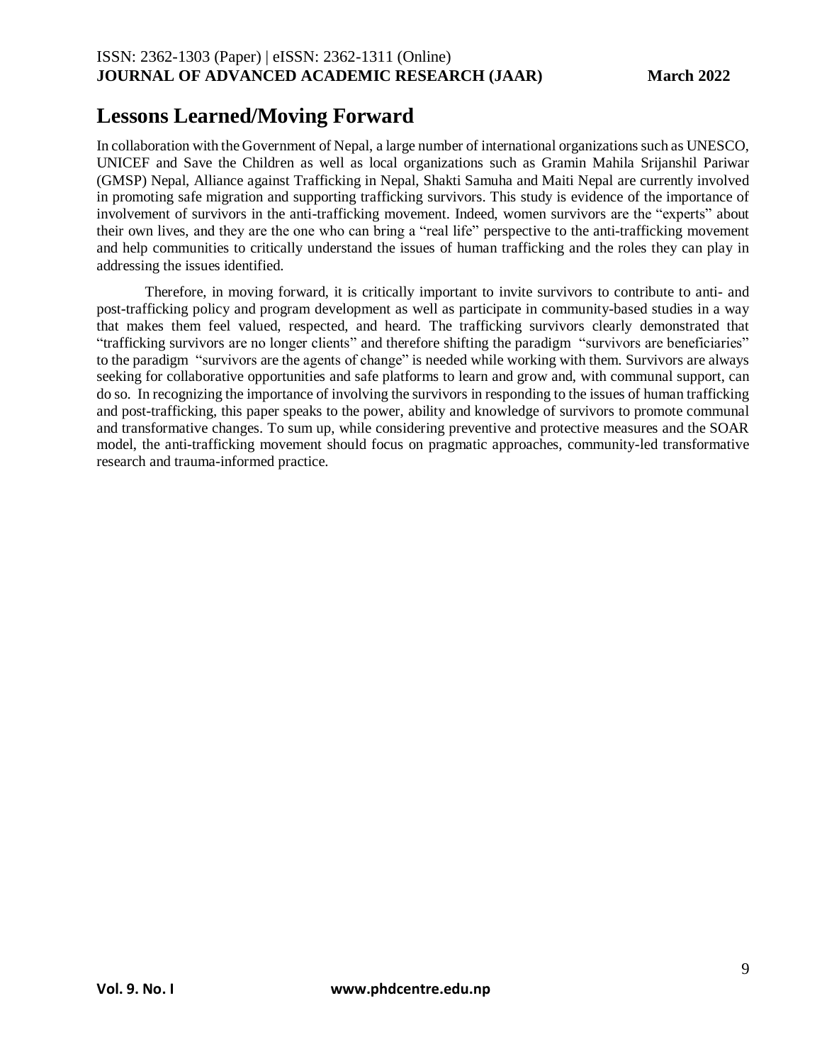## Lessons Learned/Moving Forward

In collaboration with the Government of Nepal, a large number of international organizations such as UNESCO, UNICEF and Save the Children as well as local organizations such as Gramin Mahila Srijanshil Pariwar (GMSP) Nepal, Alliance against Trafficking in Nepal, Shakti Samuha and Maiti Nepal are currently involved in promoting safe migration and supporting trafficking survivors. This study is evidence of the importance of involvement of survivors in the anti-trafficking movement. Indeed, women survivors are the "experts" about their own lives, and they are the one who can bring a "real life" perspective to the anti-trafficking movement and help communities to critically understand the issues of human trafficking and the roles they can play in addressing the issues identified.

Therefore, in moving forward, it is critically important to invite survivors to contribute to anti- and post-trafficking policy and program development as well as participate in community-based studies in a way that makes them feel valued, respected, and heard. The trafficking survivors clearly demonstrated that "trafficking survivors are no longer clients" and therefore shifting the paradigm "survivors are beneficiaries" to the paradigm "survivors are the agents of change" is needed while working with them. Survivors are always seeking for collaborative opportunities and safe platforms to learn and grow and, with communal support, can do so. In recognizing the importance of involving the survivors in responding to the issues of human trafficking and post-trafficking, this paper speaks to the power, ability and knowledge of survivors to promote communal and transformative changes. To sum up, while considering preventive and protective measures and the SOAR model, the anti-trafficking movement should focus on pragmatic approaches, community-led transformative research and trauma-informed practice.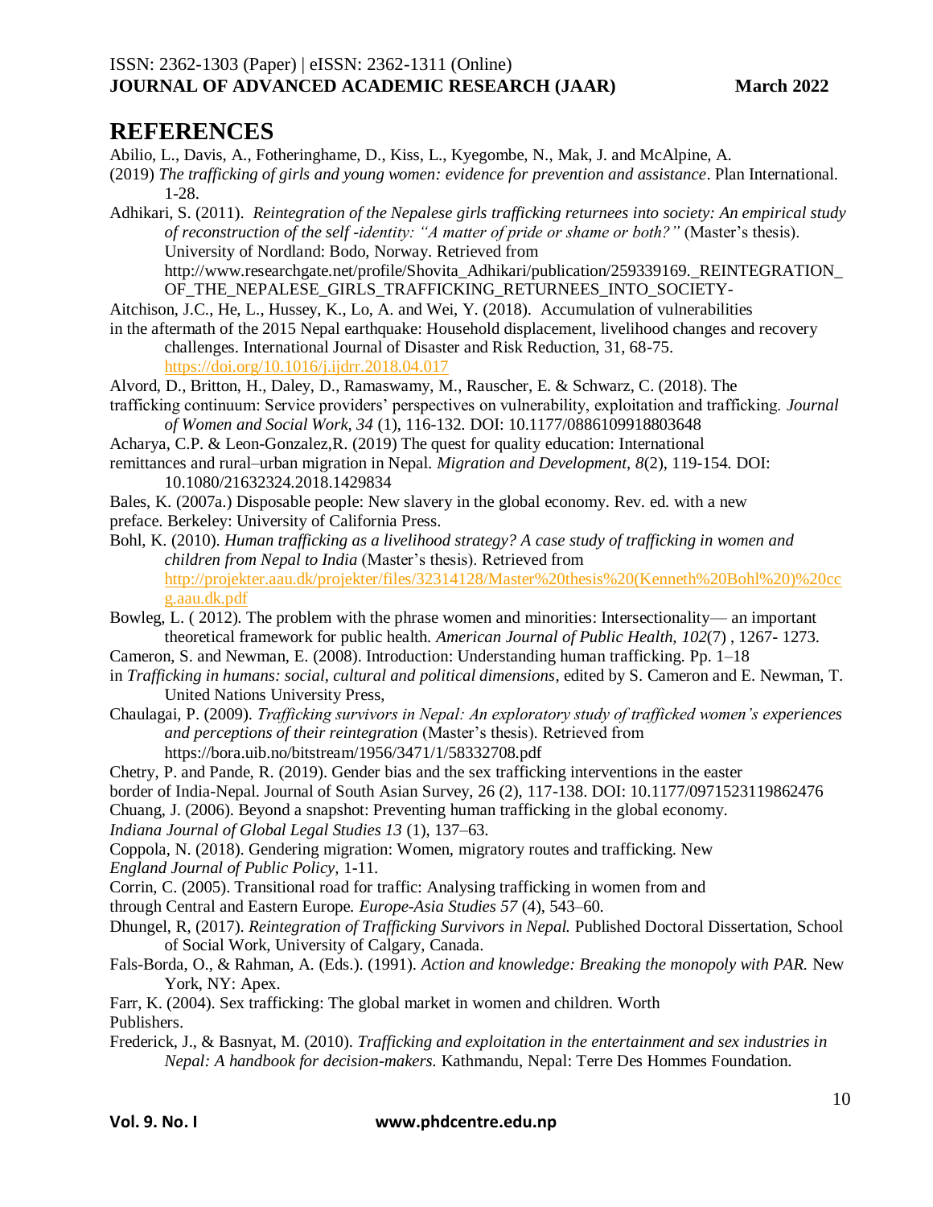# REFERENCES

Abilio, L., Davis, A., Fotheringhame, D., Kiss, L., Kyegombe, N., Mak, J. and McAlpine, A. (2019) *The trafficking of girls and young women: evidence for prevention and assistance*. Plan International. 1-28.

Adhikari, S. (2011). *Reintegration of the Nepalese girls trafficking returnees into society: An empirical study of reconstruction of the self -identity: "A matter of pride or shame or both?"* (Master's thesis). University of Nordland: Bodo, Norway. Retrieved from http://www.researchgate.net/profile/Shovita_Adhikari/publication/259339169._REINTEGRATION_OF_THE_NEPALESE_GIRLS_TRAFFICKING_RETURNEES_INTO_SOCIETY-

Aitchison, J.C., He, L., Hussey, K., Lo, A. and Wei, Y. (2018). Accumulation of vulnerabilities in the aftermath of the 2015 Nepal earthquake: Household displacement, livelihood changes and recovery challenges. International Journal of Disaster and Risk Reduction, 31, 68-75. https://doi.org/10.1016/j.ijdrr.2018.04.017

Alvord, D., Britton, H., Daley, D., Ramaswamy, M., Rauscher, E. & Schwarz, C. (2018). The trafficking continuum: Service providers' perspectives on vulnerability, exploitation and trafficking. *Journal of Women and Social Work, 34* (1), 116-132. DOI: 10.1177/0886109918803648

Acharya, C.P. & Leon-Gonzalez,R. (2019) The quest for quality education: International remittances and rural–urban migration in Nepal. *Migration and Development, 8*(2), 119-154. DOI: 10.1080/21632324.2018.1429834

Bales, K. (2007a.) Disposable people: New slavery in the global economy. Rev. ed. with a new preface. Berkeley: University of California Press.

Bohl, K. (2010). *Human trafficking as a livelihood strategy? A case study of trafficking in women and children from Nepal to India* (Master's thesis). Retrieved from http://projekter.aau.dk/projekter/files/32314128/Master%20thesis%20(Kenneth%20Bohl%20)%20ccg.aau.dk.pdf

Bowleg, L. ( 2012). The problem with the phrase women and minorities: Intersectionality— an important theoretical framework for public health. *American Journal of Public Health, 102*(7) , 1267- 1273.

Cameron, S. and Newman, E. (2008). Introduction: Understanding human trafficking. Pp. 1–18 in *Trafficking in humans: social, cultural and political dimensions*, edited by S. Cameron and E. Newman, T. United Nations University Press,

Chaulagai, P. (2009). *Trafficking survivors in Nepal: An exploratory study of trafficked women's experiences and perceptions of their reintegration* (Master's thesis). Retrieved from https://bora.uib.no/bitstream/1956/3471/1/58332708.pdf

Chetry, P. and Pande, R. (2019). Gender bias and the sex trafficking interventions in the easter border of India-Nepal. Journal of South Asian Survey, 26 (2), 117-138. DOI: 10.1177/0971523119862476

Chuang, J. (2006). Beyond a snapshot: Preventing human trafficking in the global economy. *Indiana Journal of Global Legal Studies 13* (1), 137–63.

Coppola, N. (2018). Gendering migration: Women, migratory routes and trafficking. New *England Journal of Public Policy,* 1-11.

Corrin, C. (2005). Transitional road for traffic: Analysing trafficking in women from and through Central and Eastern Europe. *Europe-Asia Studies 57* (4), 543–60.

Dhungel, R, (2017). *Reintegration of Trafficking Survivors in Nepal.* Published Doctoral Dissertation, School of Social Work, University of Calgary, Canada.

Fals-Borda, O., & Rahman, A. (Eds.). (1991). *Action and knowledge: Breaking the monopoly with PAR.* New York, NY: Apex.

Farr, K. (2004). Sex trafficking: The global market in women and children. Worth Publishers.

Frederick, J., & Basnyat, M. (2010). *Trafficking and exploitation in the entertainment and sex industries in Nepal: A handbook for decision-makers.* Kathmandu, Nepal: Terre Des Hommes Foundation.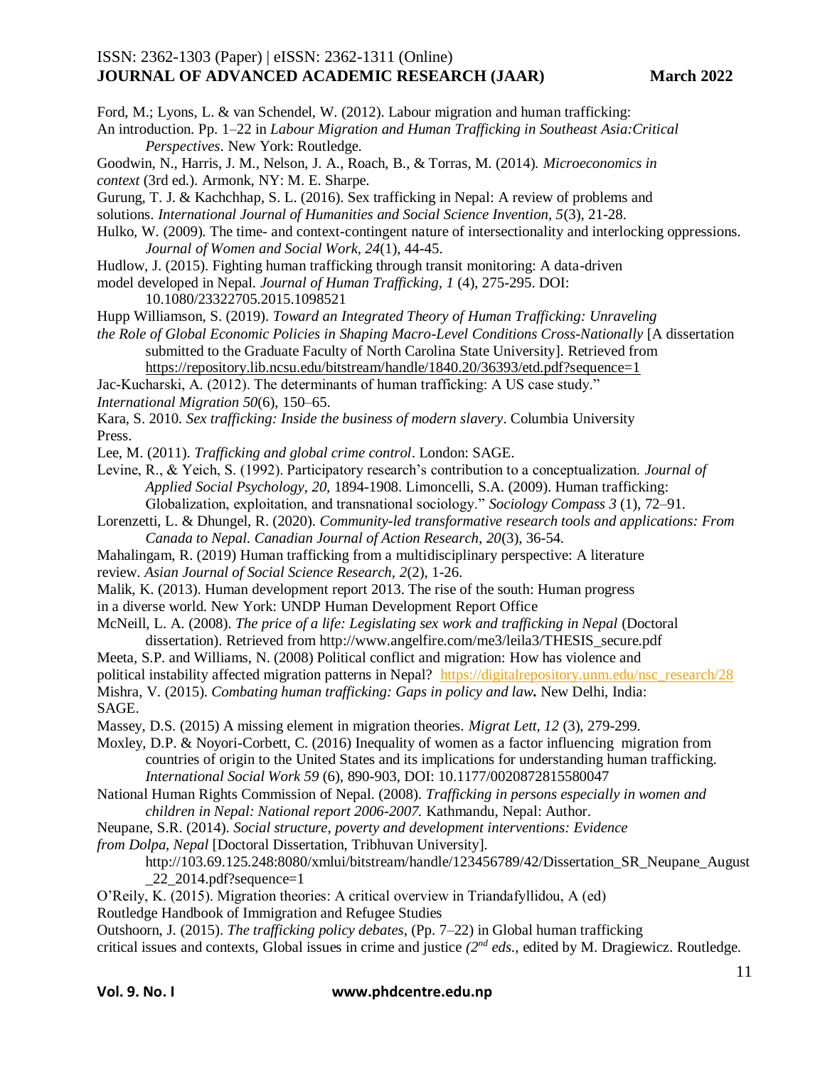Ford, M.; Lyons, L. & van Schendel, W. (2012). Labour migration and human trafficking: An introduction. Pp. 1–22 in *Labour Migration and Human Trafficking in Southeast Asia:Critical Perspectives*. New York: Routledge.

Goodwin, N., Harris, J. M., Nelson, J. A., Roach, B., & Torras, M. (2014). *Microeconomics in context* (3rd ed.). Armonk, NY: M. E. Sharpe.

Gurung, T. J. & Kachchhap, S. L. (2016). Sex trafficking in Nepal: A review of problems and solutions. *International Journal of Humanities and Social Science Invention*, *5*(3), 21-28.

Hulko, W. (2009). The time- and context-contingent nature of intersectionality and interlocking oppressions. *Journal of Women and Social Work, 24*(1), 44-45.

Hudlow, J. (2015). Fighting human trafficking through transit monitoring: A data-driven model developed in Nepal. *Journal of Human Trafficking, 1* (4), 275-295. DOI: 10.1080/23322705.2015.1098521

Hupp Williamson, S. (2019). *Toward an Integrated Theory of Human Trafficking: Unraveling the Role of Global Economic Policies in Shaping Macro-Level Conditions Cross-Nationally* [A dissertation submitted to the Graduate Faculty of North Carolina State University]. Retrieved from https://repository.lib.ncsu.edu/bitstream/handle/1840.20/36393/etd.pdf?sequence=1

Jac-Kucharski, A. (2012). The determinants of human trafficking: A US case study." *International Migration 50*(6), 150–65.

Kara, S. 2010. *Sex trafficking: Inside the business of modern slavery*. Columbia University Press.

Lee, M. (2011). *Trafficking and global crime control*. London: SAGE.

Levine, R., & Yeich, S. (1992). Participatory research's contribution to a conceptualization. *Journal of Applied Social Psychology, 20,* 1894-1908. Limoncelli, S.A. (2009). Human trafficking: Globalization, exploitation, and transnational sociology." *Sociology Compass 3* (1), 72–91.

Lorenzetti, L. & Dhungel, R. (2020). *Community-led transformative research tools and applications: From Canada to Nepal. Canadian Journal of Action Research, 20*(3), 36-54.

Mahalingam, R. (2019) Human trafficking from a multidisciplinary perspective: A literature review. *Asian Journal of Social Science Research, 2*(2), 1-26.

Malik, K. (2013). Human development report 2013. The rise of the south: Human progress in a diverse world. New York: UNDP Human Development Report Office

McNeill, L. A. (2008). *The price of a life: Legislating sex work and trafficking in Nepal* (Doctoral dissertation). Retrieved from http://www.angelfire.com/me3/leila3/THESIS_secure.pdf

Meeta, S.P. and Williams, N. (2008) Political conflict and migration: How has violence and political instability affected migration patterns in Nepal? https://digitalrepository.unm.edu/nsc_research/28

Mishra, V. (2015). *Combating human trafficking: Gaps in policy and law***.** New Delhi, India: SAGE.

Massey, D.S. (2015) A missing element in migration theories. *Migrat Lett, 12* (3), 279-299.

Moxley, D.P. & Noyori-Corbett, C. (2016) Inequality of women as a factor influencing migration from countries of origin to the United States and its implications for understanding human trafficking. *International Social Work 59* (6), 890-903, DOI: 10.1177/0020872815580047

National Human Rights Commission of Nepal. (2008). *Trafficking in persons especially in women and children in Nepal: National report 2006-2007.* Kathmandu, Nepal: Author.

Neupane, S.R. (2014). *Social structure, poverty and development interventions: Evidence from Dolpa, Nepal* [Doctoral Dissertation, Tribhuvan University]. http://103.69.125.248:8080/xmlui/bitstream/handle/123456789/42/Dissertation_SR_Neupane_August_22_2014.pdf?sequence=1

O'Reily, K. (2015). Migration theories: A critical overview in Triandafyllidou, A (ed) Routledge Handbook of Immigration and Refugee Studies

Outshoorn, J. (2015). *The trafficking policy debates*, (Pp. 7–22) in Global human trafficking critical issues and contexts, Global issues in crime and justice *(2nd eds.,* edited by M. Dragiewicz. Routledge.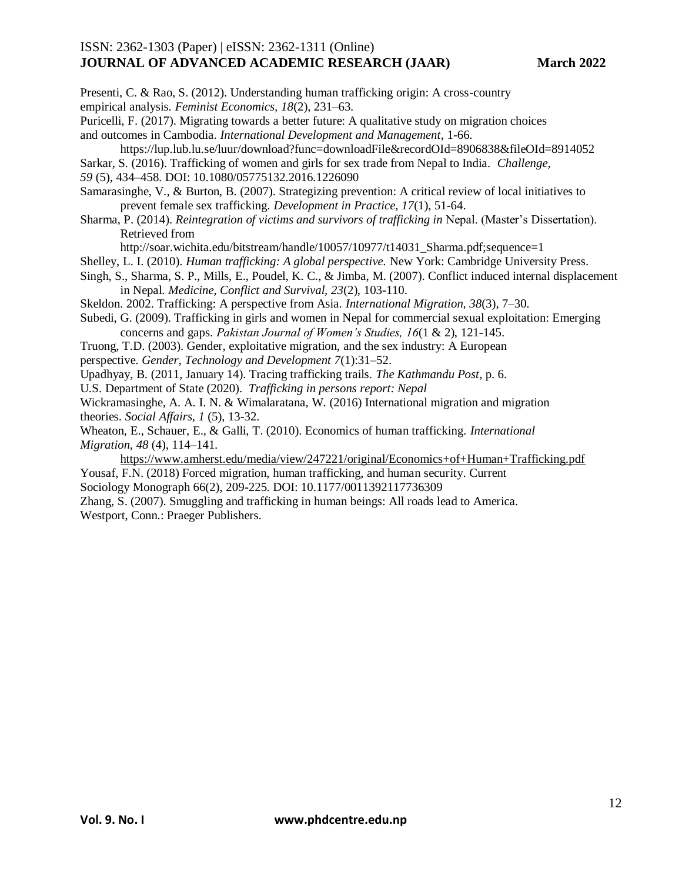Presenti, C. & Rao, S. (2012). Understanding human trafficking origin: A cross-country empirical analysis. *Feminist Economics, 18*(2), 231–63.

Puricelli, F. (2017). Migrating towards a better future: A qualitative study on migration choices and outcomes in Cambodia. *International Development and Management*, 1-66. https://lup.lub.lu.se/luur/download?func=downloadFile&recordOId=8906838&fileOId=8914052

Sarkar, S. (2016). Trafficking of women and girls for sex trade from Nepal to India. *Challenge, 59* (5), 434–458. DOI: 10.1080/05775132.2016.1226090

Samarasinghe, V., & Burton, B. (2007). Strategizing prevention: A critical review of local initiatives to prevent female sex trafficking. *Development in Practice, 17*(1), 51-64.

Sharma, P. (2014). *Reintegration of victims and survivors of trafficking in* Nepal. (Master's Dissertation). Retrieved from http://soar.wichita.edu/bitstream/handle/10057/10977/t14031_Sharma.pdf;sequence=1

Shelley, L. I. (2010). *Human trafficking: A global perspective.* New York: Cambridge University Press.

Singh, S., Sharma, S. P., Mills, E., Poudel, K. C., & Jimba, M. (2007). Conflict induced internal displacement in Nepal. *Medicine, Conflict and Survival, 23*(2), 103-110.

Skeldon. 2002. Trafficking: A perspective from Asia. *International Migration, 38*(3), 7–30.

Subedi, G. (2009). Trafficking in girls and women in Nepal for commercial sexual exploitation: Emerging concerns and gaps. *Pakistan Journal of Women's Studies, 16*(1 & 2), 121-145.

Truong, T.D. (2003). Gender, exploitative migration, and the sex industry: A European perspective. *Gender, Technology and Development 7*(1):31–52.

Upadhyay, B. (2011, January 14). Tracing trafficking trails. *The Kathmandu Post*, p. 6.

U.S. Department of State (2020). *Trafficking in persons report: Nepal*

Wickramasinghe, A. A. I. N. & Wimalaratana, W. (2016) International migration and migration theories. *Social Affairs, 1* (5), 13-32.

Wheaton, E., Schauer, E., & Galli, T. (2010). Economics of human trafficking. *International Migration, 48* (4), 114–141. https://www.amherst.edu/media/view/247221/original/Economics+of+Human+Trafficking.pdf

Yousaf, F.N. (2018) Forced migration, human trafficking, and human security. Current Sociology Monograph 66(2), 209-225. DOI: 10.1177/0011392117736309

Zhang, S. (2007). Smuggling and trafficking in human beings: All roads lead to America. Westport, Conn.: Praeger Publishers.